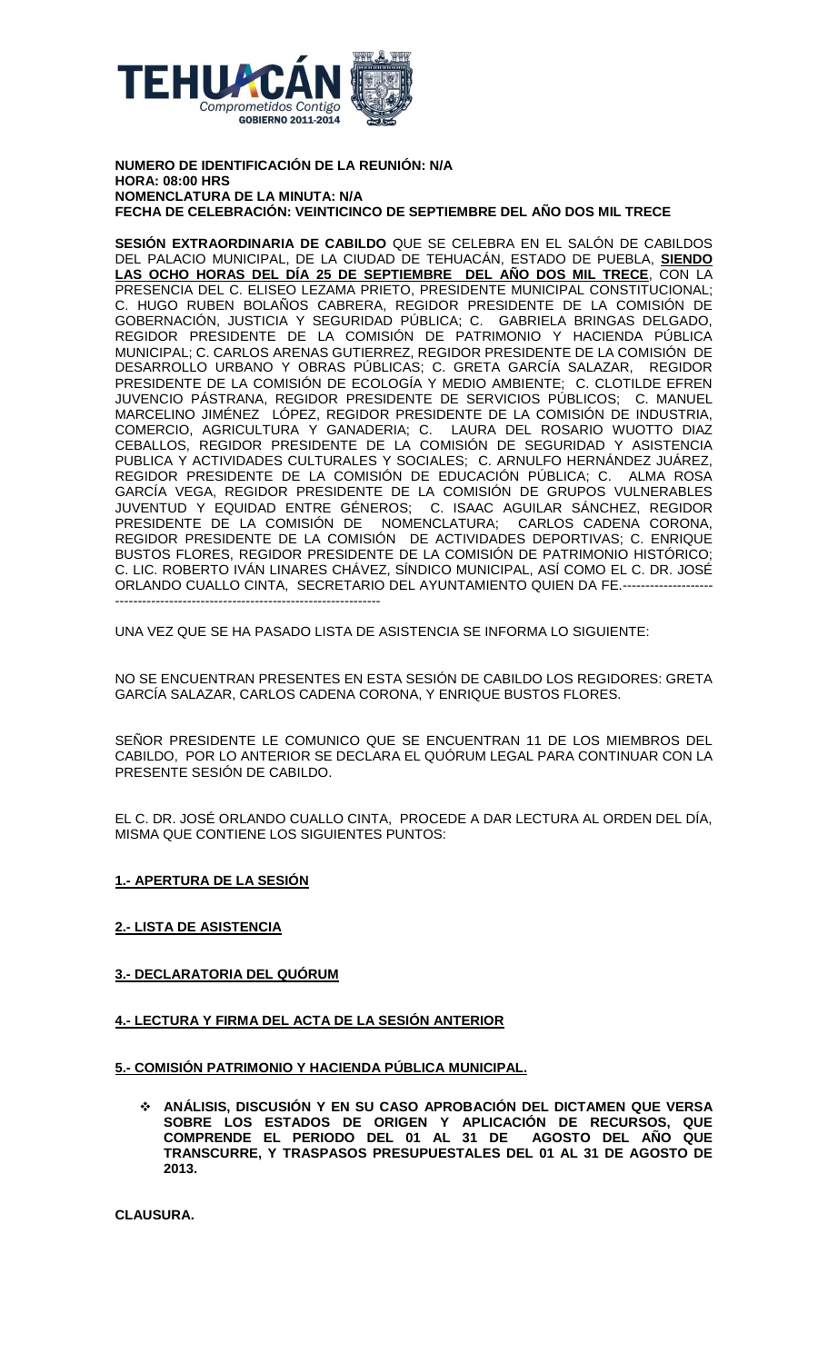**NUMERO DE IDENTIFICACIÓN DE LA REUNIÓN: N/A**
**HORA: 08:00 HRS**
**NOMENCLATURA DE LA MINUTA: N/A**
**FECHA DE CELEBRACIÓN: VEINTICINCO DE SEPTIEMBRE DEL AÑO DOS MIL TRECE**

**SESIÓN EXTRAORDINARIA DE CABILDO** QUE SE CELEBRA EN EL SALÓN DE CABILDOS DEL PALACIO MUNICIPAL, DE LA CIUDAD DE TEHUACÁN, ESTADO DE PUEBLA, **SIENDO LAS OCHO HORAS DEL DÍA 25 DE SEPTIEMBRE DEL AÑO DOS MIL TRECE**, CON LA PRESENCIA DEL C. ELISEO LEZAMA PRIETO, PRESIDENTE MUNICIPAL CONSTITUCIONAL; C. HUGO RUBEN BOLAÑOS CABRERA, REGIDOR PRESIDENTE DE LA COMISIÓN DE GOBERNACIÓN, JUSTICIA Y SEGURIDAD PÚBLICA; C. GABRIELA BRINGAS DELGADO, REGIDOR PRESIDENTE DE LA COMISIÓN DE PATRIMONIO Y HACIENDA PÚBLICA MUNICIPAL; C. CARLOS ARENAS GUTIERREZ, REGIDOR PRESIDENTE DE LA COMISIÓN DE DESARROLLO URBANO Y OBRAS PÚBLICAS; C. GRETA GARCÍA SALAZAR, REGIDOR PRESIDENTE DE LA COMISIÓN DE ECOLOGÍA Y MEDIO AMBIENTE; C. CLOTILDE EFREN JUVENCIO PÁSTRANA, REGIDOR PRESIDENTE DE SERVICIOS PÚBLICOS; C. MANUEL MARCELINO JIMÉNEZ LÓPEZ, REGIDOR PRESIDENTE DE LA COMISIÓN DE INDUSTRIA, COMERCIO, AGRICULTURA Y GANADERIA; C. LAURA DEL ROSARIO WUOTTO DIAZ CEBALLOS, REGIDOR PRESIDENTE DE LA COMISIÓN DE SEGURIDAD Y ASISTENCIA PUBLICA Y ACTIVIDADES CULTURALES Y SOCIALES; C. ARNULFO HERNÁNDEZ JUÁREZ, REGIDOR PRESIDENTE DE LA COMISIÓN DE EDUCACIÓN PÚBLICA; C. ALMA ROSA GARCÍA VEGA, REGIDOR PRESIDENTE DE LA COMISIÓN DE GRUPOS VULNERABLES JUVENTUD Y EQUIDAD ENTRE GÉNEROS; C. ISAAC AGUILAR SÁNCHEZ, REGIDOR PRESIDENTE DE LA COMISIÓN DE NOMENCLATURA; CARLOS CADENA CORONA, REGIDOR PRESIDENTE DE LA COMISIÓN DE ACTIVIDADES DEPORTIVAS; C. ENRIQUE BUSTOS FLORES, REGIDOR PRESIDENTE DE LA COMISIÓN DE PATRIMONIO HISTÓRICO; C. LIC. ROBERTO IVÁN LINARES CHÁVEZ, SÍNDICO MUNICIPAL, ASÍ COMO EL C. DR. JOSÉ ORLANDO CUALLO CINTA, SECRETARIO DEL AYUNTAMIENTO QUIEN DA FE.-------------------------------------------------------------------------------

UNA VEZ QUE SE HA PASADO LISTA DE ASISTENCIA SE INFORMA LO SIGUIENTE:

NO SE ENCUENTRAN PRESENTES EN ESTA SESIÓN DE CABILDO LOS REGIDORES: GRETA GARCÍA SALAZAR, CARLOS CADENA CORONA, Y ENRIQUE BUSTOS FLORES.

SEÑOR PRESIDENTE LE COMUNICO QUE SE ENCUENTRAN 11 DE LOS MIEMBROS DEL CABILDO, POR LO ANTERIOR SE DECLARA EL QUÓRUM LEGAL PARA CONTINUAR CON LA PRESENTE SESIÓN DE CABILDO.

EL C. DR. JOSÉ ORLANDO CUALLO CINTA, PROCEDE A DAR LECTURA AL ORDEN DEL DÍA, MISMA QUE CONTIENE LOS SIGUIENTES PUNTOS:

**1.- APERTURA DE LA SESIÓN**

**2.- LISTA DE ASISTENCIA**

**3.- DECLARATORIA DEL QUÓRUM**

**4.- LECTURA Y FIRMA DEL ACTA DE LA SESIÓN ANTERIOR**

**5.- COMISIÓN PATRIMONIO Y HACIENDA PÚBLICA MUNICIPAL.**

- **ANÁLISIS, DISCUSIÓN Y EN SU CASO APROBACIÓN DEL DICTAMEN QUE VERSA SOBRE LOS ESTADOS DE ORIGEN Y APLICACIÓN DE RECURSOS, QUE COMPRENDE EL PERIODO DEL 01 AL 31 DE AGOSTO DEL AÑO QUE TRANSCURRE, Y TRASPASOS PRESUPUESTALES DEL 01 AL 31 DE AGOSTO DE 2013.**

**CLAUSURA.**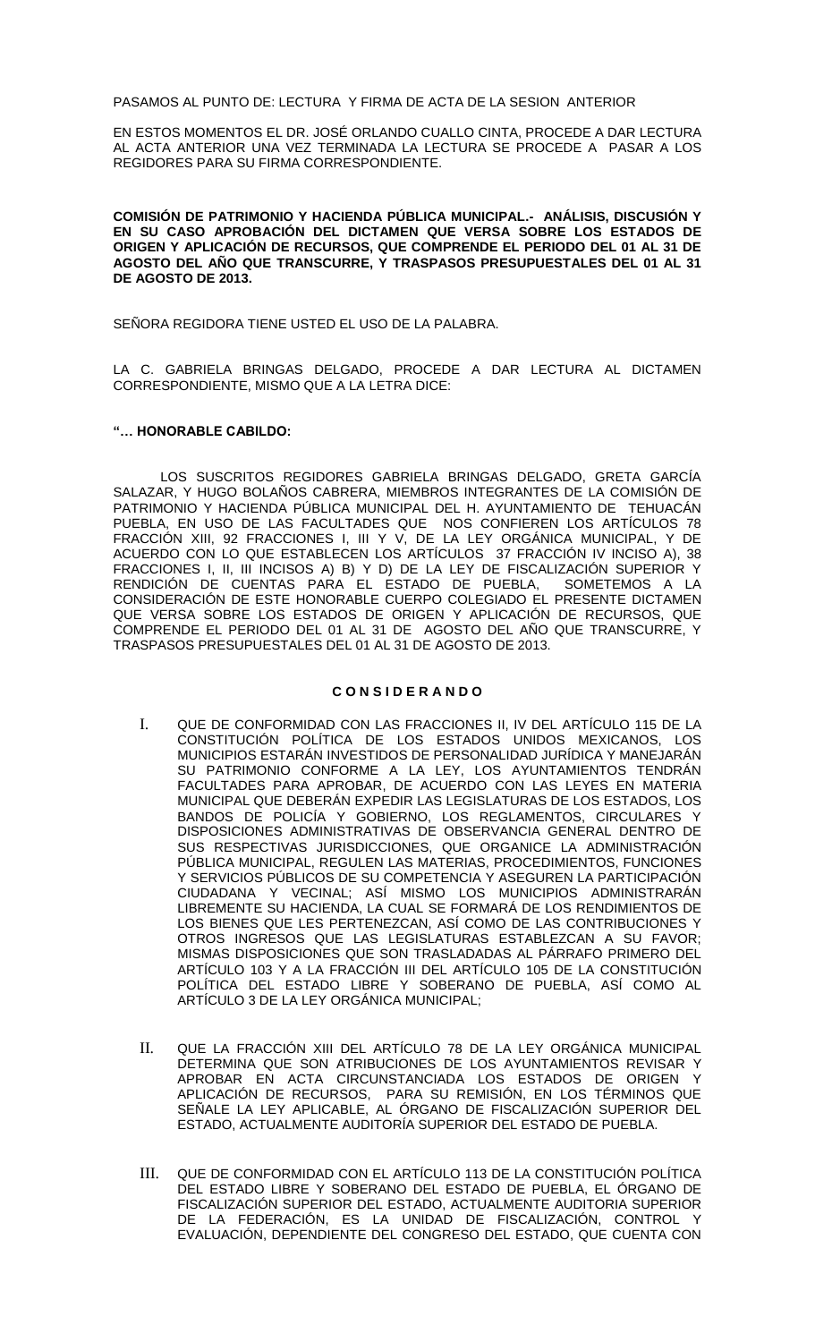PASAMOS AL PUNTO DE: LECTURA Y FIRMA DE ACTA DE LA SESION ANTERIOR

EN ESTOS MOMENTOS EL DR. JOSÉ ORLANDO CUALLO CINTA, PROCEDE A DAR LECTURA AL ACTA ANTERIOR UNA VEZ TERMINADA LA LECTURA SE PROCEDE A PASAR A LOS REGIDORES PARA SU FIRMA CORRESPONDIENTE.

**COMISIÓN DE PATRIMONIO Y HACIENDA PÚBLICA MUNICIPAL.- ANÁLISIS, DISCUSIÓN Y EN SU CASO APROBACIÓN DEL DICTAMEN QUE VERSA SOBRE LOS ESTADOS DE ORIGEN Y APLICACIÓN DE RECURSOS, QUE COMPRENDE EL PERIODO DEL 01 AL 31 DE AGOSTO DEL AÑO QUE TRANSCURRE, Y TRASPASOS PRESUPUESTALES DEL 01 AL 31 DE AGOSTO DE 2013.**

SEÑORA REGIDORA TIENE USTED EL USO DE LA PALABRA.

LA C. GABRIELA BRINGAS DELGADO, PROCEDE A DAR LECTURA AL DICTAMEN CORRESPONDIENTE, MISMO QUE A LA LETRA DICE:

**"… HONORABLE CABILDO:**

LOS SUSCRITOS REGIDORES GABRIELA BRINGAS DELGADO, GRETA GARCÍA SALAZAR, Y HUGO BOLAÑOS CABRERA, MIEMBROS INTEGRANTES DE LA COMISIÓN DE PATRIMONIO Y HACIENDA PÚBLICA MUNICIPAL DEL H. AYUNTAMIENTO DE TEHUACÁN PUEBLA, EN USO DE LAS FACULTADES QUE NOS CONFIEREN LOS ARTÍCULOS 78 FRACCIÓN XIII, 92 FRACCIONES I, III Y V, DE LA LEY ORGÁNICA MUNICIPAL, Y DE ACUERDO CON LO QUE ESTABLECEN LOS ARTÍCULOS 37 FRACCIÓN IV INCISO A), 38 FRACCIONES I, II, III INCISOS A) B) Y D) DE LA LEY DE FISCALIZACIÓN SUPERIOR Y RENDICIÓN DE CUENTAS PARA EL ESTADO DE PUEBLA, SOMETEMOS A LA CONSIDERACIÓN DE ESTE HONORABLE CUERPO COLEGIADO EL PRESENTE DICTAMEN QUE VERSA SOBRE LOS ESTADOS DE ORIGEN Y APLICACIÓN DE RECURSOS, QUE COMPRENDE EL PERIODO DEL 01 AL 31 DE AGOSTO DEL AÑO QUE TRANSCURRE, Y TRASPASOS PRESUPUESTALES DEL 01 AL 31 DE AGOSTO DE 2013.

**C O N S I D E R A N D O**

I. QUE DE CONFORMIDAD CON LAS FRACCIONES II, IV DEL ARTÍCULO 115 DE LA CONSTITUCIÓN POLÍTICA DE LOS ESTADOS UNIDOS MEXICANOS, LOS MUNICIPIOS ESTARÁN INVESTIDOS DE PERSONALIDAD JURÍDICA Y MANEJARÁN SU PATRIMONIO CONFORME A LA LEY, LOS AYUNTAMIENTOS TENDRÁN FACULTADES PARA APROBAR, DE ACUERDO CON LAS LEYES EN MATERIA MUNICIPAL QUE DEBERÁN EXPEDIR LAS LEGISLATURAS DE LOS ESTADOS, LOS BANDOS DE POLICÍA Y GOBIERNO, LOS REGLAMENTOS, CIRCULARES Y DISPOSICIONES ADMINISTRATIVAS DE OBSERVANCIA GENERAL DENTRO DE SUS RESPECTIVAS JURISDICCIONES, QUE ORGANICE LA ADMINISTRACIÓN PÚBLICA MUNICIPAL, REGULEN LAS MATERIAS, PROCEDIMIENTOS, FUNCIONES Y SERVICIOS PÚBLICOS DE SU COMPETENCIA Y ASEGUREN LA PARTICIPACIÓN CIUDADANA Y VECINAL; ASÍ MISMO LOS MUNICIPIOS ADMINISTRARÁN LIBREMENTE SU HACIENDA, LA CUAL SE FORMARÁ DE LOS RENDIMIENTOS DE LOS BIENES QUE LES PERTENEZCAN, ASÍ COMO DE LAS CONTRIBUCIONES Y OTROS INGRESOS QUE LAS LEGISLATURAS ESTABLEZCAN A SU FAVOR; MISMAS DISPOSICIONES QUE SON TRASLADADAS AL PÁRRAFO PRIMERO DEL ARTÍCULO 103 Y A LA FRACCIÓN III DEL ARTÍCULO 105 DE LA CONSTITUCIÓN POLÍTICA DEL ESTADO LIBRE Y SOBERANO DE PUEBLA, ASÍ COMO AL ARTÍCULO 3 DE LA LEY ORGÁNICA MUNICIPAL;

II. QUE LA FRACCIÓN XIII DEL ARTÍCULO 78 DE LA LEY ORGÁNICA MUNICIPAL DETERMINA QUE SON ATRIBUCIONES DE LOS AYUNTAMIENTOS REVISAR Y APROBAR EN ACTA CIRCUNSTANCIADA LOS ESTADOS DE ORIGEN Y APLICACIÓN DE RECURSOS, PARA SU REMISIÓN, EN LOS TÉRMINOS QUE SEÑALE LA LEY APLICABLE, AL ÓRGANO DE FISCALIZACIÓN SUPERIOR DEL ESTADO, ACTUALMENTE AUDITORÍA SUPERIOR DEL ESTADO DE PUEBLA.

III. QUE DE CONFORMIDAD CON EL ARTÍCULO 113 DE LA CONSTITUCIÓN POLÍTICA DEL ESTADO LIBRE Y SOBERANO DEL ESTADO DE PUEBLA, EL ÓRGANO DE FISCALIZACIÓN SUPERIOR DEL ESTADO, ACTUALMENTE AUDITORIA SUPERIOR DE LA FEDERACIÓN, ES LA UNIDAD DE FISCALIZACIÓN, CONTROL Y EVALUACIÓN, DEPENDIENTE DEL CONGRESO DEL ESTADO, QUE CUENTA CON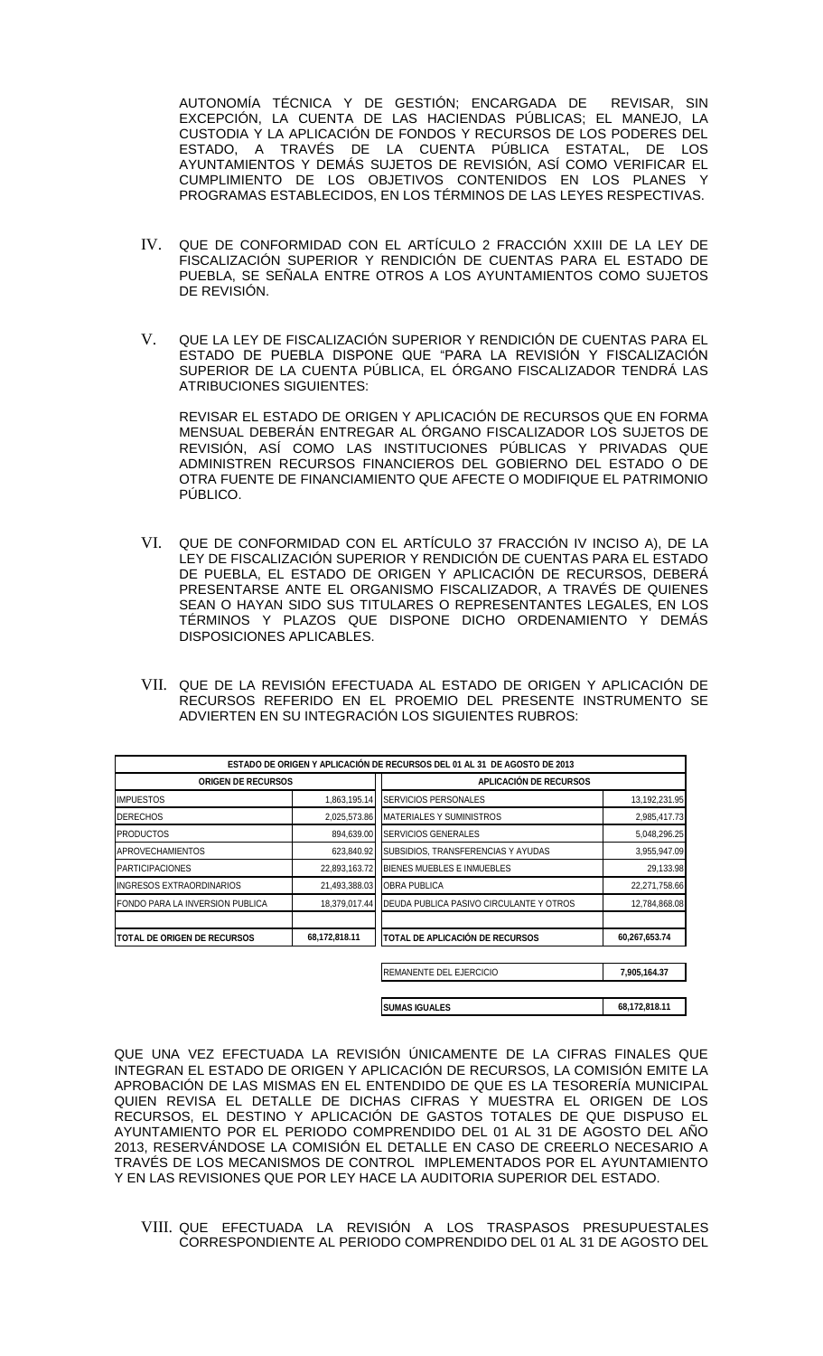AUTONOMÍA TÉCNICA Y DE GESTIÓN; ENCARGADA DE REVISAR, SIN EXCEPCIÓN, LA CUENTA DE LAS HACIENDAS PÚBLICAS; EL MANEJO, LA CUSTODIA Y LA APLICACIÓN DE FONDOS Y RECURSOS DE LOS PODERES DEL ESTADO, A TRAVÉS DE LA CUENTA PÚBLICA ESTATAL, DE LOS AYUNTAMIENTOS Y DEMÁS SUJETOS DE REVISIÓN, ASÍ COMO VERIFICAR EL CUMPLIMIENTO DE LOS OBJETIVOS CONTENIDOS EN LOS PLANES Y PROGRAMAS ESTABLECIDOS, EN LOS TÉRMINOS DE LAS LEYES RESPECTIVAS.

IV. QUE DE CONFORMIDAD CON EL ARTÍCULO 2 FRACCIÓN XXIII DE LA LEY DE FISCALIZACIÓN SUPERIOR Y RENDICIÓN DE CUENTAS PARA EL ESTADO DE PUEBLA, SE SEÑALA ENTRE OTROS A LOS AYUNTAMIENTOS COMO SUJETOS DE REVISIÓN.

V. QUE LA LEY DE FISCALIZACIÓN SUPERIOR Y RENDICIÓN DE CUENTAS PARA EL ESTADO DE PUEBLA DISPONE QUE "PARA LA REVISIÓN Y FISCALIZACIÓN SUPERIOR DE LA CUENTA PÚBLICA, EL ÓRGANO FISCALIZADOR TENDRÁ LAS ATRIBUCIONES SIGUIENTES:

REVISAR EL ESTADO DE ORIGEN Y APLICACIÓN DE RECURSOS QUE EN FORMA MENSUAL DEBERÁN ENTREGAR AL ÓRGANO FISCALIZADOR LOS SUJETOS DE REVISIÓN, ASÍ COMO LAS INSTITUCIONES PÚBLICAS Y PRIVADAS QUE ADMINISTREN RECURSOS FINANCIEROS DEL GOBIERNO DEL ESTADO O DE OTRA FUENTE DE FINANCIAMIENTO QUE AFECTE O MODIFIQUE EL PATRIMONIO PÚBLICO.

VI. QUE DE CONFORMIDAD CON EL ARTÍCULO 37 FRACCIÓN IV INCISO A), DE LA LEY DE FISCALIZACIÓN SUPERIOR Y RENDICIÓN DE CUENTAS PARA EL ESTADO DE PUEBLA, EL ESTADO DE ORIGEN Y APLICACIÓN DE RECURSOS, DEBERÁ PRESENTARSE ANTE EL ORGANISMO FISCALIZADOR, A TRAVÉS DE QUIENES SEAN O HAYAN SIDO SUS TITULARES O REPRESENTANTES LEGALES, EN LOS TÉRMINOS Y PLAZOS QUE DISPONE DICHO ORDENAMIENTO Y DEMÁS DISPOSICIONES APLICABLES.

VII. QUE DE LA REVISIÓN EFECTUADA AL ESTADO DE ORIGEN Y APLICACIÓN DE RECURSOS REFERIDO EN EL PROEMIO DEL PRESENTE INSTRUMENTO SE ADVIERTEN EN SU INTEGRACIÓN LOS SIGUIENTES RUBROS:

| ESTADO DE ORIGEN Y APLICACIÓN DE RECURSOS DEL 01 AL 31 DE AGOSTO DE 2013 | | | |
|---|---|---|---|
| **ORIGEN DE RECURSOS** | | **APLICACIÓN DE RECURSOS** | |
| IMPUESTOS | 1,863,195.14 | SERVICIOS PERSONALES | 13,192,231.95 |
| DERECHOS | 2,025,573.86 | MATERIALES Y SUMINISTROS | 2,985,417.73 |
| PRODUCTOS | 894,639.00 | SERVICIOS GENERALES | 5,048,296.25 |
| APROVECHAMIENTOS | 623,840.92 | SUBSIDIOS, TRANSFERENCIAS Y AYUDAS | 3,955,947.09 |
| PARTICIPACIONES | 22,893,163.72 | BIENES MUEBLES E INMUEBLES | 29,133.98 |
| INGRESOS EXTRAORDINARIOS | 21,493,388.03 | OBRA PUBLICA | 22,271,758.66 |
| FONDO PARA LA INVERSION PUBLICA | 18,379,017.44 | DEUDA PUBLICA PASIVO CIRCULANTE Y OTROS | 12,784,868.08 |
| **TOTAL DE ORIGEN DE RECURSOS** | **68,172,818.11** | **TOTAL DE APLICACIÓN DE RECURSOS** | **60,267,653.74** |
| | | REMANENTE DEL EJERCICIO | **7,905,164.37** |
| | | **SUMAS IGUALES** | **68,172,818.11** |

QUE UNA VEZ EFECTUADA LA REVISIÓN ÚNICAMENTE DE LA CIFRAS FINALES QUE INTEGRAN EL ESTADO DE ORIGEN Y APLICACIÓN DE RECURSOS, LA COMISIÓN EMITE LA APROBACIÓN DE LAS MISMAS EN EL ENTENDIDO DE QUE ES LA TESORERÍA MUNICIPAL QUIEN REVISA EL DETALLE DE DICHAS CIFRAS Y MUESTRA EL ORIGEN DE LOS RECURSOS, EL DESTINO Y APLICACIÓN DE GASTOS TOTALES DE QUE DISPUSO EL AYUNTAMIENTO POR EL PERIODO COMPRENDIDO DEL 01 AL 31 DE AGOSTO DEL AÑO 2013, RESERVÁNDOSE LA COMISIÓN EL DETALLE EN CASO DE CREERLO NECESARIO A TRAVÉS DE LOS MECANISMOS DE CONTROL IMPLEMENTADOS POR EL AYUNTAMIENTO Y EN LAS REVISIONES QUE POR LEY HACE LA AUDITORIA SUPERIOR DEL ESTADO.

VIII. QUE EFECTUADA LA REVISIÓN A LOS TRASPASOS PRESUPUESTALES CORRESPONDIENTE AL PERIODO COMPRENDIDO DEL 01 AL 31 DE AGOSTO DEL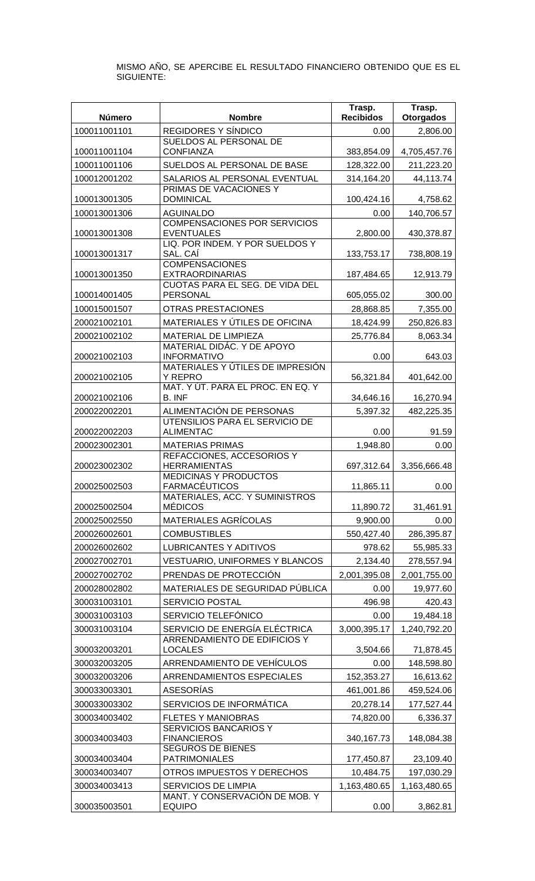MISMO AÑO, SE APERCIBE EL RESULTADO FINANCIERO OBTENIDO QUE ES EL SIGUIENTE:

| Número | Nombre | Trasp. Recibidos | Trasp. Otorgados |
|---|---|---|---|
| 100011001101 | REGIDORES Y SÍNDICO | 0.00 | 2,806.00 |
| 100011001104 | SUELDOS AL PERSONAL DE CONFIANZA | 383,854.09 | 4,705,457.76 |
| 100011001106 | SUELDOS AL PERSONAL DE BASE | 128,322.00 | 211,223.20 |
| 100012001202 | SALARIOS AL PERSONAL EVENTUAL | 314,164.20 | 44,113.74 |
| 100013001305 | PRIMAS DE VACACIONES Y DOMINICAL | 100,424.16 | 4,758.62 |
| 100013001306 | AGUINALDO | 0.00 | 140,706.57 |
| 100013001308 | COMPENSACIONES POR SERVICIOS EVENTUALES | 2,800.00 | 430,378.87 |
| 100013001317 | LIQ. POR INDEM. Y POR SUELDOS Y SAL. CAÍ | 133,753.17 | 738,808.19 |
| 100013001350 | COMPENSACIONES EXTRAORDINARIAS | 187,484.65 | 12,913.79 |
| 100014001405 | CUOTAS PARA EL SEG. DE VIDA DEL PERSONAL | 605,055.02 | 300.00 |
| 100015001507 | OTRAS PRESTACIONES | 28,868.85 | 7,355.00 |
| 200021002101 | MATERIALES Y ÚTILES DE OFICINA | 18,424.99 | 250,826.83 |
| 200021002102 | MATERIAL DE LIMPIEZA | 25,776.84 | 8,063.34 |
| 200021002103 | MATERIAL DIDÁC. Y DE APOYO INFORMATIVO | 0.00 | 643.03 |
| 200021002105 | MATERIALES Y ÚTILES DE IMPRESIÓN Y REPRO | 56,321.84 | 401,642.00 |
| 200021002106 | MAT. Y ÚT. PARA EL PROC. EN EQ. Y B. INF | 34,646.16 | 16,270.94 |
| 200022002201 | ALIMENTACIÓN DE PERSONAS | 5,397.32 | 482,225.35 |
| 200022002203 | UTENSILIOS PARA EL SERVICIO DE ALIMENTAC | 0.00 | 91.59 |
| 200023002301 | MATERIAS PRIMAS | 1,948.80 | 0.00 |
| 200023002302 | REFACCIONES, ACCESORIOS Y HERRAMIENTAS | 697,312.64 | 3,356,666.48 |
| 200025002503 | MEDICINAS Y PRODUCTOS FARMACÉUTICOS | 11,865.11 | 0.00 |
| 200025002504 | MATERIALES, ACC. Y SUMINISTROS MÉDICOS | 11,890.72 | 31,461.91 |
| 200025002550 | MATERIALES AGRÍCOLAS | 9,900.00 | 0.00 |
| 200026002601 | COMBUSTIBLES | 550,427.40 | 286,395.87 |
| 200026002602 | LUBRICANTES Y ADITIVOS | 978.62 | 55,985.33 |
| 200027002701 | VESTUARIO, UNIFORMES Y BLANCOS | 2,134.40 | 278,557.94 |
| 200027002702 | PRENDAS DE PROTECCIÓN | 2,001,395.08 | 2,001,755.00 |
| 200028002802 | MATERIALES DE SEGURIDAD PÚBLICA | 0.00 | 19,977.60 |
| 300031003101 | SERVICIO POSTAL | 496.98 | 420.43 |
| 300031003103 | SERVICIO TELEFÓNICO | 0.00 | 19,484.18 |
| 300031003104 | SERVICIO DE ENERGÍA ELÉCTRICA | 3,000,395.17 | 1,240,792.20 |
| 300032003201 | ARRENDAMIENTO DE EDIFICIOS Y LOCALES | 3,504.66 | 71,878.45 |
| 300032003205 | ARRENDAMIENTO DE VEHÍCULOS | 0.00 | 148,598.80 |
| 300032003206 | ARRENDAMIENTOS ESPECIALES | 152,353.27 | 16,613.62 |
| 300033003301 | ASESORÍAS | 461,001.86 | 459,524.06 |
| 300033003302 | SERVICIOS DE INFORMÁTICA | 20,278.14 | 177,527.44 |
| 300034003402 | FLETES Y MANIOBRAS | 74,820.00 | 6,336.37 |
| 300034003403 | SERVICIOS BANCARIOS Y FINANCIEROS | 340,167.73 | 148,084.38 |
| 300034003404 | SEGUROS DE BIENES PATRIMONIALES | 177,450.87 | 23,109.40 |
| 300034003407 | OTROS IMPUESTOS Y DERECHOS | 10,484.75 | 197,030.29 |
| 300034003413 | SERVICIOS DE LIMPIA | 1,163,480.65 | 1,163,480.65 |
| 300035003501 | MANT. Y CONSERVACIÓN DE MOB. Y EQUIPO | 0.00 | 3,862.81 |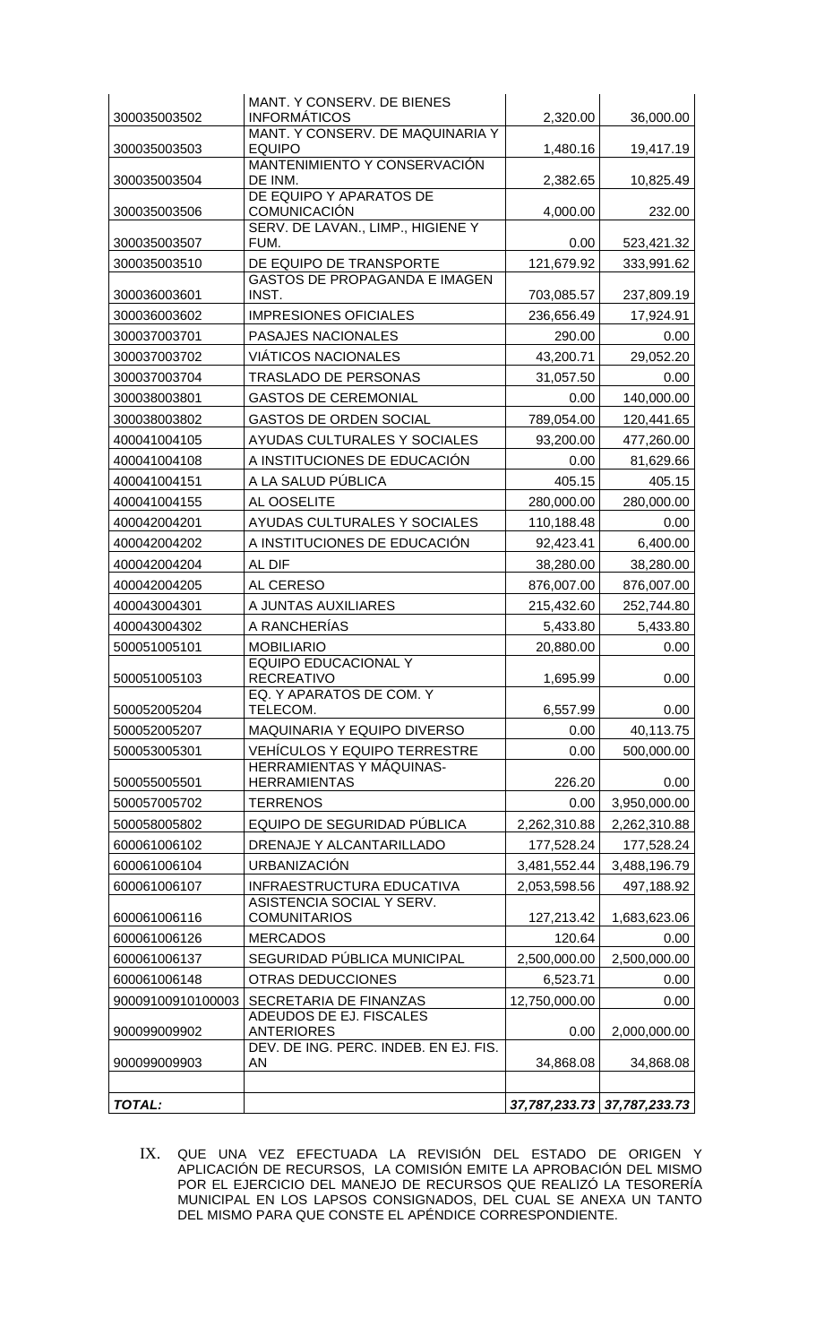| | | | |
|---|---|---|---|
| 300035003502 | MANT. Y CONSERV. DE BIENES INFORMÁTICOS | 2,320.00 | 36,000.00 |
| 300035003503 | MANT. Y CONSERV. DE MAQUINARIA Y EQUIPO | 1,480.16 | 19,417.19 |
| 300035003504 | MANTENIMIENTO Y CONSERVACIÓN DE INM. | 2,382.65 | 10,825.49 |
| 300035003506 | DE EQUIPO Y APARATOS DE COMUNICACIÓN | 4,000.00 | 232.00 |
| 300035003507 | SERV. DE LAVAN., LIMP., HIGIENE Y FUM. | 0.00 | 523,421.32 |
| 300035003510 | DE EQUIPO DE TRANSPORTE | 121,679.92 | 333,991.62 |
| 300036003601 | GASTOS DE PROPAGANDA E IMAGEN INST. | 703,085.57 | 237,809.19 |
| 300036003602 | IMPRESIONES OFICIALES | 236,656.49 | 17,924.91 |
| 300037003701 | PASAJES NACIONALES | 290.00 | 0.00 |
| 300037003702 | VIÁTICOS NACIONALES | 43,200.71 | 29,052.20 |
| 300037003704 | TRASLADO DE PERSONAS | 31,057.50 | 0.00 |
| 300038003801 | GASTOS DE CEREMONIAL | 0.00 | 140,000.00 |
| 300038003802 | GASTOS DE ORDEN SOCIAL | 789,054.00 | 120,441.65 |
| 400041004105 | AYUDAS CULTURALES Y SOCIALES | 93,200.00 | 477,260.00 |
| 400041004108 | A INSTITUCIONES DE EDUCACIÓN | 0.00 | 81,629.66 |
| 400041004151 | A LA SALUD PÚBLICA | 405.15 | 405.15 |
| 400041004155 | AL OOSELITE | 280,000.00 | 280,000.00 |
| 400042004201 | AYUDAS CULTURALES Y SOCIALES | 110,188.48 | 0.00 |
| 400042004202 | A INSTITUCIONES DE EDUCACIÓN | 92,423.41 | 6,400.00 |
| 400042004204 | AL DIF | 38,280.00 | 38,280.00 |
| 400042004205 | AL CERESO | 876,007.00 | 876,007.00 |
| 400043004301 | A JUNTAS AUXILIARES | 215,432.60 | 252,744.80 |
| 400043004302 | A RANCHERÍAS | 5,433.80 | 5,433.80 |
| 500051005101 | MOBILIARIO | 20,880.00 | 0.00 |
| 500051005103 | EQUIPO EDUCACIONAL Y RECREATIVO | 1,695.99 | 0.00 |
| 500052005204 | EQ. Y APARATOS DE COM. Y TELECOM. | 6,557.99 | 0.00 |
| 500052005207 | MAQUINARIA Y EQUIPO DIVERSO | 0.00 | 40,113.75 |
| 500053005301 | VEHÍCULOS Y EQUIPO TERRESTRE | 0.00 | 500,000.00 |
| 500055005501 | HERRAMIENTAS Y MÁQUINAS-HERRAMIENTAS | 226.20 | 0.00 |
| 500057005702 | TERRENOS | 0.00 | 3,950,000.00 |
| 500058005802 | EQUIPO DE SEGURIDAD PÚBLICA | 2,262,310.88 | 2,262,310.88 |
| 600061006102 | DRENAJE Y ALCANTARILLADO | 177,528.24 | 177,528.24 |
| 600061006104 | URBANIZACIÓN | 3,481,552.44 | 3,488,196.79 |
| 600061006107 | INFRAESTRUCTURA EDUCATIVA | 2,053,598.56 | 497,188.92 |
| 600061006116 | ASISTENCIA SOCIAL Y SERV. COMUNITARIOS | 127,213.42 | 1,683,623.06 |
| 600061006126 | MERCADOS | 120.64 | 0.00 |
| 600061006137 | SEGURIDAD PÚBLICA MUNICIPAL | 2,500,000.00 | 2,500,000.00 |
| 600061006148 | OTRAS DEDUCCIONES | 6,523.71 | 0.00 |
| 90009100910100003 | SECRETARIA DE FINANZAS | 12,750,000.00 | 0.00 |
| 900099009902 | ADEUDOS DE EJ. FISCALES ANTERIORES | 0.00 | 2,000,000.00 |
| 900099009903 | DEV. DE ING. PERC. INDEB. EN EJ. FIS. AN | 34,868.08 | 34,868.08 |
| | | | |
| ***TOTAL:*** | | ***37,787,233.73*** | ***37,787,233.73*** |

IX. QUE UNA VEZ EFECTUADA LA REVISIÓN DEL ESTADO DE ORIGEN Y APLICACIÓN DE RECURSOS, LA COMISIÓN EMITE LA APROBACIÓN DEL MISMO POR EL EJERCICIO DEL MANEJO DE RECURSOS QUE REALIZÓ LA TESORERÍA MUNICIPAL EN LOS LAPSOS CONSIGNADOS, DEL CUAL SE ANEXA UN TANTO DEL MISMO PARA QUE CONSTE EL APÉNDICE CORRESPONDIENTE.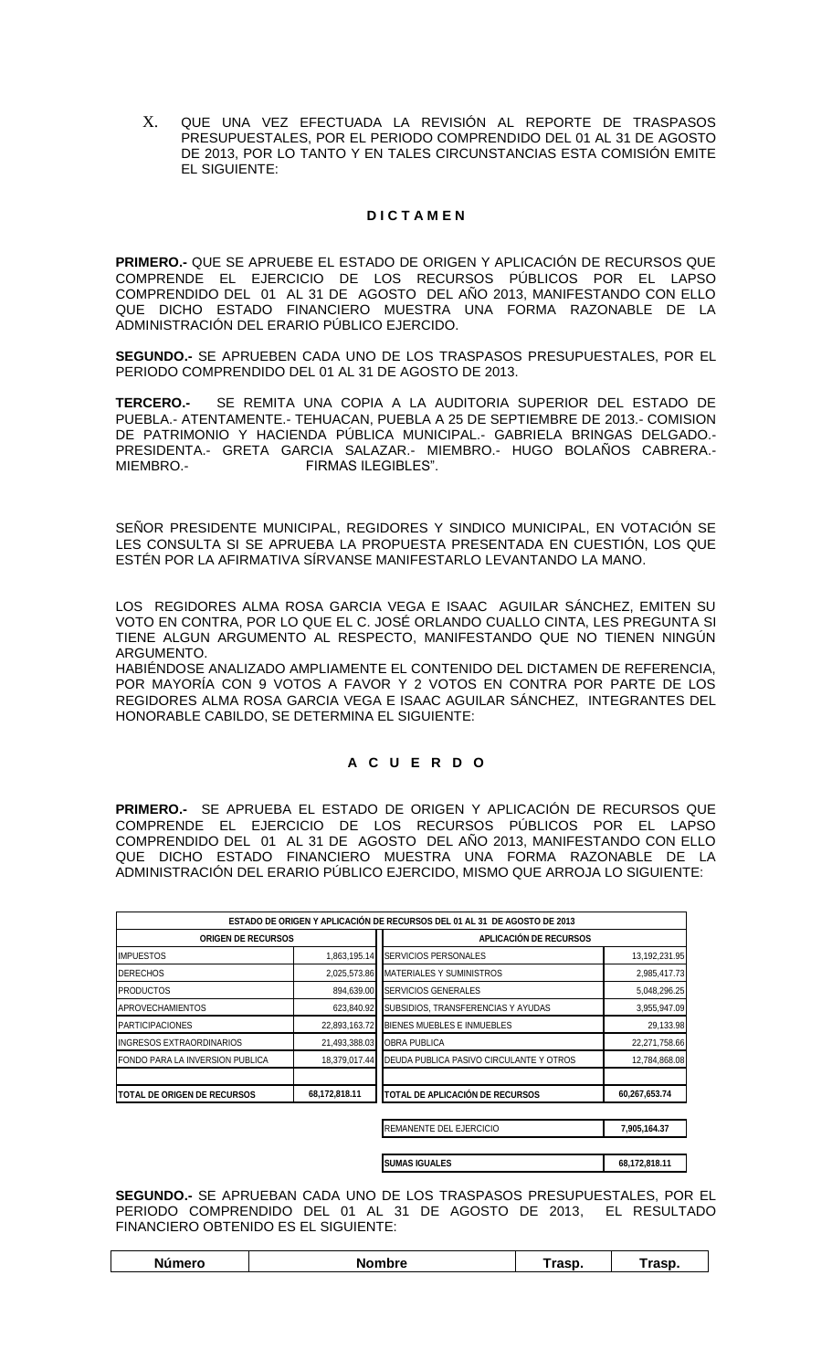X. QUE UNA VEZ EFECTUADA LA REVISIÓN AL REPORTE DE TRASPASOS PRESUPUESTALES, POR EL PERIODO COMPRENDIDO DEL 01 AL 31 DE AGOSTO DE 2013, POR LO TANTO Y EN TALES CIRCUNSTANCIAS ESTA COMISIÓN EMITE EL SIGUIENTE:

**D I C T A M E N**

**PRIMERO.-** QUE SE APRUEBE EL ESTADO DE ORIGEN Y APLICACIÓN DE RECURSOS QUE COMPRENDE EL EJERCICIO DE LOS RECURSOS PÚBLICOS POR EL LAPSO COMPRENDIDO DEL 01 AL 31 DE AGOSTO DEL AÑO 2013, MANIFESTANDO CON ELLO QUE DICHO ESTADO FINANCIERO MUESTRA UNA FORMA RAZONABLE DE LA ADMINISTRACIÓN DEL ERARIO PÚBLICO EJERCIDO.

**SEGUNDO.-** SE APRUEBEN CADA UNO DE LOS TRASPASOS PRESUPUESTALES, POR EL PERIODO COMPRENDIDO DEL 01 AL 31 DE AGOSTO DE 2013.

**TERCERO.-** SE REMITA UNA COPIA A LA AUDITORIA SUPERIOR DEL ESTADO DE PUEBLA.- ATENTAMENTE.- TEHUACAN, PUEBLA A 25 DE SEPTIEMBRE DE 2013.- COMISION DE PATRIMONIO Y HACIENDA PÚBLICA MUNICIPAL.- GABRIELA BRINGAS DELGADO.- PRESIDENTA.- GRETA GARCIA SALAZAR.- MIEMBRO.- HUGO BOLAÑOS CABRERA.- MIEMBRO.- FIRMAS ILEGIBLES".

SEÑOR PRESIDENTE MUNICIPAL, REGIDORES Y SINDICO MUNICIPAL, EN VOTACIÓN SE LES CONSULTA SI SE APRUEBA LA PROPUESTA PRESENTADA EN CUESTIÓN, LOS QUE ESTÉN POR LA AFIRMATIVA SÍRVANSE MANIFESTARLO LEVANTANDO LA MANO.

LOS REGIDORES ALMA ROSA GARCIA VEGA E ISAAC AGUILAR SÁNCHEZ, EMITEN SU VOTO EN CONTRA, POR LO QUE EL C. JOSÉ ORLANDO CUALLO CINTA, LES PREGUNTA SI TIENE ALGUN ARGUMENTO AL RESPECTO, MANIFESTANDO QUE NO TIENEN NINGÚN ARGUMENTO.
HABIÉNDOSE ANALIZADO AMPLIAMENTE EL CONTENIDO DEL DICTAMEN DE REFERENCIA, POR MAYORÍA CON 9 VOTOS A FAVOR Y 2 VOTOS EN CONTRA POR PARTE DE LOS REGIDORES ALMA ROSA GARCIA VEGA E ISAAC AGUILAR SÁNCHEZ, INTEGRANTES DEL HONORABLE CABILDO, SE DETERMINA EL SIGUIENTE:

**A C U E R D O**

**PRIMERO.-** SE APRUEBA EL ESTADO DE ORIGEN Y APLICACIÓN DE RECURSOS QUE COMPRENDE EL EJERCICIO DE LOS RECURSOS PÚBLICOS POR EL LAPSO COMPRENDIDO DEL 01 AL 31 DE AGOSTO DEL AÑO 2013, MANIFESTANDO CON ELLO QUE DICHO ESTADO FINANCIERO MUESTRA UNA FORMA RAZONABLE DE LA ADMINISTRACIÓN DEL ERARIO PÚBLICO EJERCIDO, MISMO QUE ARROJA LO SIGUIENTE:

| ESTADO DE ORIGEN Y APLICACIÓN DE RECURSOS DEL 01 AL 31 DE AGOSTO DE 2013 | | | |
|---|---|---|---|
| **ORIGEN DE RECURSOS** | | **APLICACIÓN DE RECURSOS** | |
| IMPUESTOS | 1,863,195.14 | SERVICIOS PERSONALES | 13,192,231.95 |
| DERECHOS | 2,025,573.86 | MATERIALES Y SUMINISTROS | 2,985,417.73 |
| PRODUCTOS | 894,639.00 | SERVICIOS GENERALES | 5,048,296.25 |
| APROVECHAMIENTOS | 623,840.92 | SUBSIDIOS, TRANSFERENCIAS Y AYUDAS | 3,955,947.09 |
| PARTICIPACIONES | 22,893,163.72 | BIENES MUEBLES E INMUEBLES | 29,133.98 |
| INGRESOS EXTRAORDINARIOS | 21,493,388.03 | OBRA PUBLICA | 22,271,758.66 |
| FONDO PARA LA INVERSION PUBLICA | 18,379,017.44 | DEUDA PUBLICA PASIVO CIRCULANTE Y OTROS | 12,784,868.08 |
| **TOTAL DE ORIGEN DE RECURSOS** | **68,172,818.11** | **TOTAL DE APLICACIÓN DE RECURSOS** | **60,267,653.74** |
| | | REMANENTE DEL EJERCICIO | **7,905,164.37** |
| | | **SUMAS IGUALES** | **68,172,818.11** |

**SEGUNDO.-** SE APRUEBAN CADA UNO DE LOS TRASPASOS PRESUPUESTALES, POR EL PERIODO COMPRENDIDO DEL 01 AL 31 DE AGOSTO DE 2013, EL RESULTADO FINANCIERO OBTENIDO ES EL SIGUIENTE:

| Número | Nombre | Trasp. | Trasp. |
|---|---|---|---|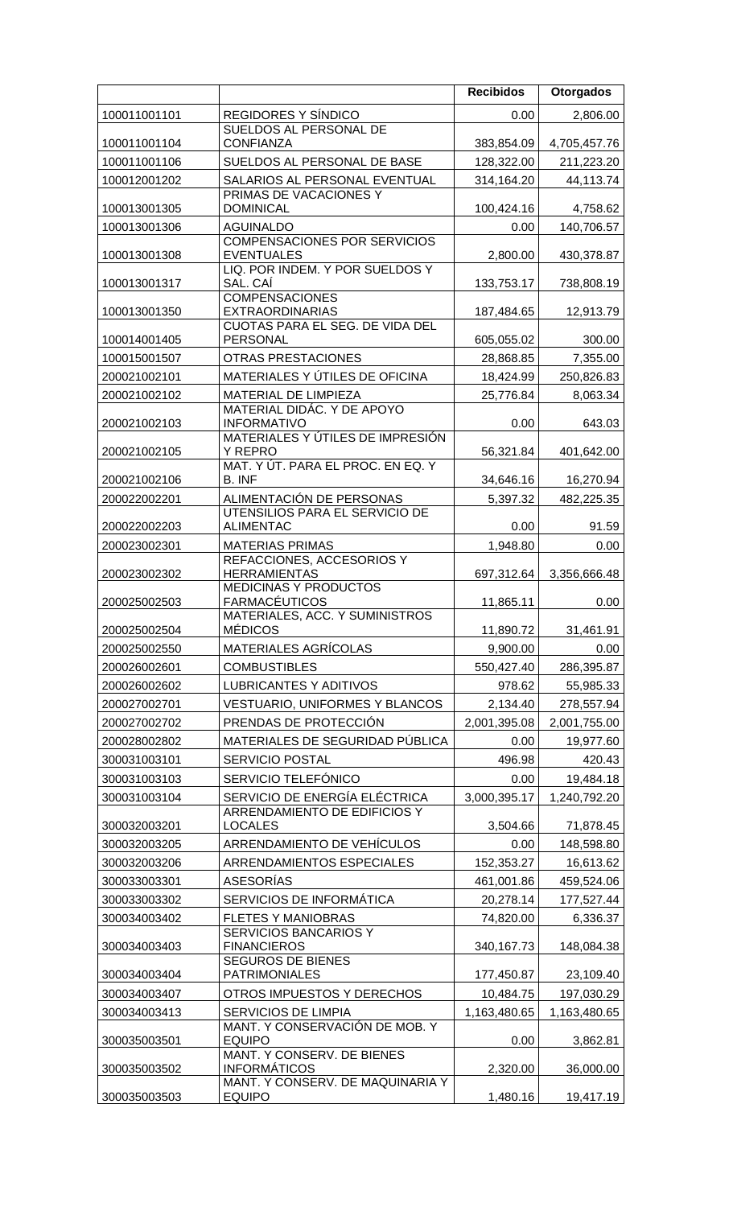| | | Recibidos | Otorgados |
|---|---|---|---|
| 100011001101 | REGIDORES Y SÍNDICO | 0.00 | 2,806.00 |
| 100011001104 | SUELDOS AL PERSONAL DE CONFIANZA | 383,854.09 | 4,705,457.76 |
| 100011001106 | SUELDOS AL PERSONAL DE BASE | 128,322.00 | 211,223.20 |
| 100012001202 | SALARIOS AL PERSONAL EVENTUAL | 314,164.20 | 44,113.74 |
| 100013001305 | PRIMAS DE VACACIONES Y DOMINICAL | 100,424.16 | 4,758.62 |
| 100013001306 | AGUINALDO | 0.00 | 140,706.57 |
| 100013001308 | COMPENSACIONES POR SERVICIOS EVENTUALES | 2,800.00 | 430,378.87 |
| 100013001317 | LIQ. POR INDEM. Y POR SUELDOS Y SAL. CAÍ | 133,753.17 | 738,808.19 |
| 100013001350 | COMPENSACIONES EXTRAORDINARIAS | 187,484.65 | 12,913.79 |
| 100014001405 | CUOTAS PARA EL SEG. DE VIDA DEL PERSONAL | 605,055.02 | 300.00 |
| 100015001507 | OTRAS PRESTACIONES | 28,868.85 | 7,355.00 |
| 200021002101 | MATERIALES Y ÚTILES DE OFICINA | 18,424.99 | 250,826.83 |
| 200021002102 | MATERIAL DE LIMPIEZA | 25,776.84 | 8,063.34 |
| 200021002103 | MATERIAL DIDÁC. Y DE APOYO INFORMATIVO | 0.00 | 643.03 |
| 200021002105 | MATERIALES Y ÚTILES DE IMPRESIÓN Y REPRO | 56,321.84 | 401,642.00 |
| 200021002106 | MAT. Y ÚT. PARA EL PROC. EN EQ. Y B. INF | 34,646.16 | 16,270.94 |
| 200022002201 | ALIMENTACIÓN DE PERSONAS | 5,397.32 | 482,225.35 |
| 200022002203 | UTENSILIOS PARA EL SERVICIO DE ALIMENTAC | 0.00 | 91.59 |
| 200023002301 | MATERIAS PRIMAS | 1,948.80 | 0.00 |
| 200023002302 | REFACCIONES, ACCESORIOS Y HERRAMIENTAS | 697,312.64 | 3,356,666.48 |
| 200025002503 | MEDICINAS Y PRODUCTOS FARMACÉUTICOS | 11,865.11 | 0.00 |
| 200025002504 | MATERIALES, ACC. Y SUMINISTROS MÉDICOS | 11,890.72 | 31,461.91 |
| 200025002550 | MATERIALES AGRÍCOLAS | 9,900.00 | 0.00 |
| 200026002601 | COMBUSTIBLES | 550,427.40 | 286,395.87 |
| 200026002602 | LUBRICANTES Y ADITIVOS | 978.62 | 55,985.33 |
| 200027002701 | VESTUARIO, UNIFORMES Y BLANCOS | 2,134.40 | 278,557.94 |
| 200027002702 | PRENDAS DE PROTECCIÓN | 2,001,395.08 | 2,001,755.00 |
| 200028002802 | MATERIALES DE SEGURIDAD PÚBLICA | 0.00 | 19,977.60 |
| 300031003101 | SERVICIO POSTAL | 496.98 | 420.43 |
| 300031003103 | SERVICIO TELEFÓNICO | 0.00 | 19,484.18 |
| 300031003104 | SERVICIO DE ENERGÍA ELÉCTRICA | 3,000,395.17 | 1,240,792.20 |
| 300032003201 | ARRENDAMIENTO DE EDIFICIOS Y LOCALES | 3,504.66 | 71,878.45 |
| 300032003205 | ARRENDAMIENTO DE VEHÍCULOS | 0.00 | 148,598.80 |
| 300032003206 | ARRENDAMIENTOS ESPECIALES | 152,353.27 | 16,613.62 |
| 300033003301 | ASESORÍAS | 461,001.86 | 459,524.06 |
| 300033003302 | SERVICIOS DE INFORMÁTICA | 20,278.14 | 177,527.44 |
| 300034003402 | FLETES Y MANIOBRAS | 74,820.00 | 6,336.37 |
| 300034003403 | SERVICIOS BANCARIOS Y FINANCIEROS | 340,167.73 | 148,084.38 |
| 300034003404 | SEGUROS DE BIENES PATRIMONIALES | 177,450.87 | 23,109.40 |
| 300034003407 | OTROS IMPUESTOS Y DERECHOS | 10,484.75 | 197,030.29 |
| 300034003413 | SERVICIOS DE LIMPIA | 1,163,480.65 | 1,163,480.65 |
| 300035003501 | MANT. Y CONSERVACIÓN DE MOB. Y EQUIPO | 0.00 | 3,862.81 |
| 300035003502 | MANT. Y CONSERV. DE BIENES INFORMÁTICOS | 2,320.00 | 36,000.00 |
| 300035003503 | MANT. Y CONSERV. DE MAQUINARIA Y EQUIPO | 1,480.16 | 19,417.19 |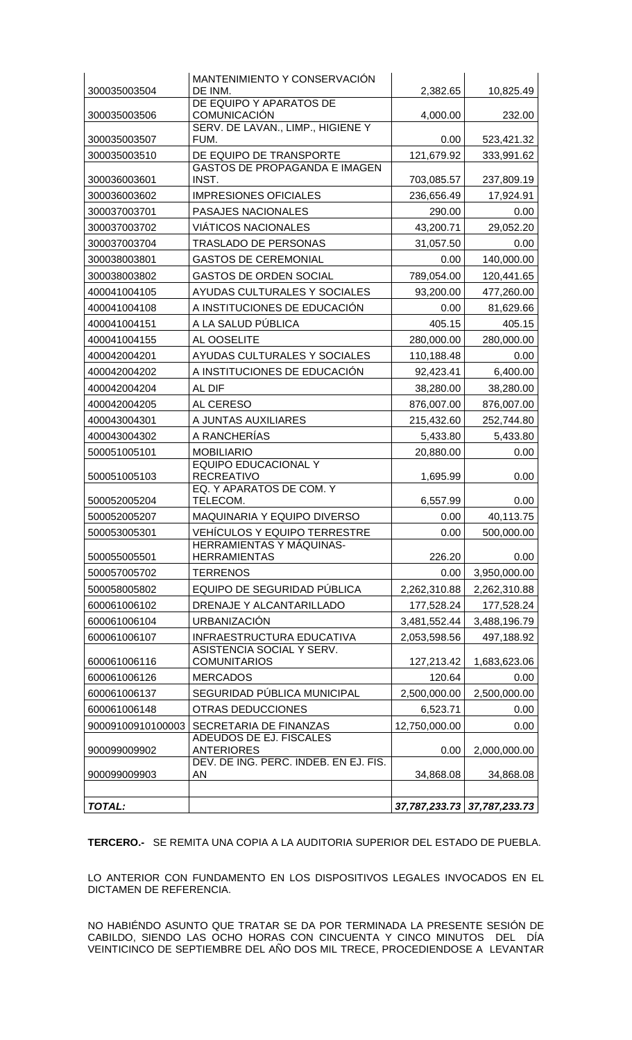| | | | |
|---|---|---|---|
| 300035003504 | MANTENIMIENTO Y CONSERVACIÓN DE INM. | 2,382.65 | 10,825.49 |
| 300035003506 | DE EQUIPO Y APARATOS DE COMUNICACIÓN | 4,000.00 | 232.00 |
| 300035003507 | SERV. DE LAVAN., LIMP., HIGIENE Y FUM. | 0.00 | 523,421.32 |
| 300035003510 | DE EQUIPO DE TRANSPORTE | 121,679.92 | 333,991.62 |
| 300036003601 | GASTOS DE PROPAGANDA E IMAGEN INST. | 703,085.57 | 237,809.19 |
| 300036003602 | IMPRESIONES OFICIALES | 236,656.49 | 17,924.91 |
| 300037003701 | PASAJES NACIONALES | 290.00 | 0.00 |
| 300037003702 | VIÁTICOS NACIONALES | 43,200.71 | 29,052.20 |
| 300037003704 | TRASLADO DE PERSONAS | 31,057.50 | 0.00 |
| 300038003801 | GASTOS DE CEREMONIAL | 0.00 | 140,000.00 |
| 300038003802 | GASTOS DE ORDEN SOCIAL | 789,054.00 | 120,441.65 |
| 400041004105 | AYUDAS CULTURALES Y SOCIALES | 93,200.00 | 477,260.00 |
| 400041004108 | A INSTITUCIONES DE EDUCACIÓN | 0.00 | 81,629.66 |
| 400041004151 | A LA SALUD PÚBLICA | 405.15 | 405.15 |
| 400041004155 | AL OOSELITE | 280,000.00 | 280,000.00 |
| 400042004201 | AYUDAS CULTURALES Y SOCIALES | 110,188.48 | 0.00 |
| 400042004202 | A INSTITUCIONES DE EDUCACIÓN | 92,423.41 | 6,400.00 |
| 400042004204 | AL DIF | 38,280.00 | 38,280.00 |
| 400042004205 | AL CERESO | 876,007.00 | 876,007.00 |
| 400043004301 | A JUNTAS AUXILIARES | 215,432.60 | 252,744.80 |
| 400043004302 | A RANCHERÍAS | 5,433.80 | 5,433.80 |
| 500051005101 | MOBILIARIO | 20,880.00 | 0.00 |
| 500051005103 | EQUIPO EDUCACIONAL Y RECREATIVO | 1,695.99 | 0.00 |
| 500052005204 | EQ. Y APARATOS DE COM. Y TELECOM. | 6,557.99 | 0.00 |
| 500052005207 | MAQUINARIA Y EQUIPO DIVERSO | 0.00 | 40,113.75 |
| 500053005301 | VEHÍCULOS Y EQUIPO TERRESTRE | 0.00 | 500,000.00 |
| 500055005501 | HERRAMIENTAS Y MÁQUINAS-HERRAMIENTAS | 226.20 | 0.00 |
| 500057005702 | TERRENOS | 0.00 | 3,950,000.00 |
| 500058005802 | EQUIPO DE SEGURIDAD PÚBLICA | 2,262,310.88 | 2,262,310.88 |
| 600061006102 | DRENAJE Y ALCANTARILLADO | 177,528.24 | 177,528.24 |
| 600061006104 | URBANIZACIÓN | 3,481,552.44 | 3,488,196.79 |
| 600061006107 | INFRAESTRUCTURA EDUCATIVA | 2,053,598.56 | 497,188.92 |
| 600061006116 | ASISTENCIA SOCIAL Y SERV. COMUNITARIOS | 127,213.42 | 1,683,623.06 |
| 600061006126 | MERCADOS | 120.64 | 0.00 |
| 600061006137 | SEGURIDAD PÚBLICA MUNICIPAL | 2,500,000.00 | 2,500,000.00 |
| 600061006148 | OTRAS DEDUCCIONES | 6,523.71 | 0.00 |
| 90009100910100003 | SECRETARIA DE FINANZAS | 12,750,000.00 | 0.00 |
| 900099009902 | ADEUDOS DE EJ. FISCALES ANTERIORES | 0.00 | 2,000,000.00 |
| 900099009903 | DEV. DE ING. PERC. INDEB. EN EJ. FIS. AN | 34,868.08 | 34,868.08 |
| | | | |
| ***TOTAL:*** | | ***37,787,233.73*** | ***37,787,233.73*** |

**TERCERO.-** SE REMITA UNA COPIA A LA AUDITORIA SUPERIOR DEL ESTADO DE PUEBLA.

LO ANTERIOR CON FUNDAMENTO EN LOS DISPOSITIVOS LEGALES INVOCADOS EN EL DICTAMEN DE REFERENCIA.

NO HABIÉNDO ASUNTO QUE TRATAR SE DA POR TERMINADA LA PRESENTE SESIÓN DE CABILDO, SIENDO LAS OCHO HORAS CON CINCUENTA Y CINCO MINUTOS DEL DÍA VEINTICINCO DE SEPTIEMBRE DEL AÑO DOS MIL TRECE, PROCEDIENDOSE A LEVANTAR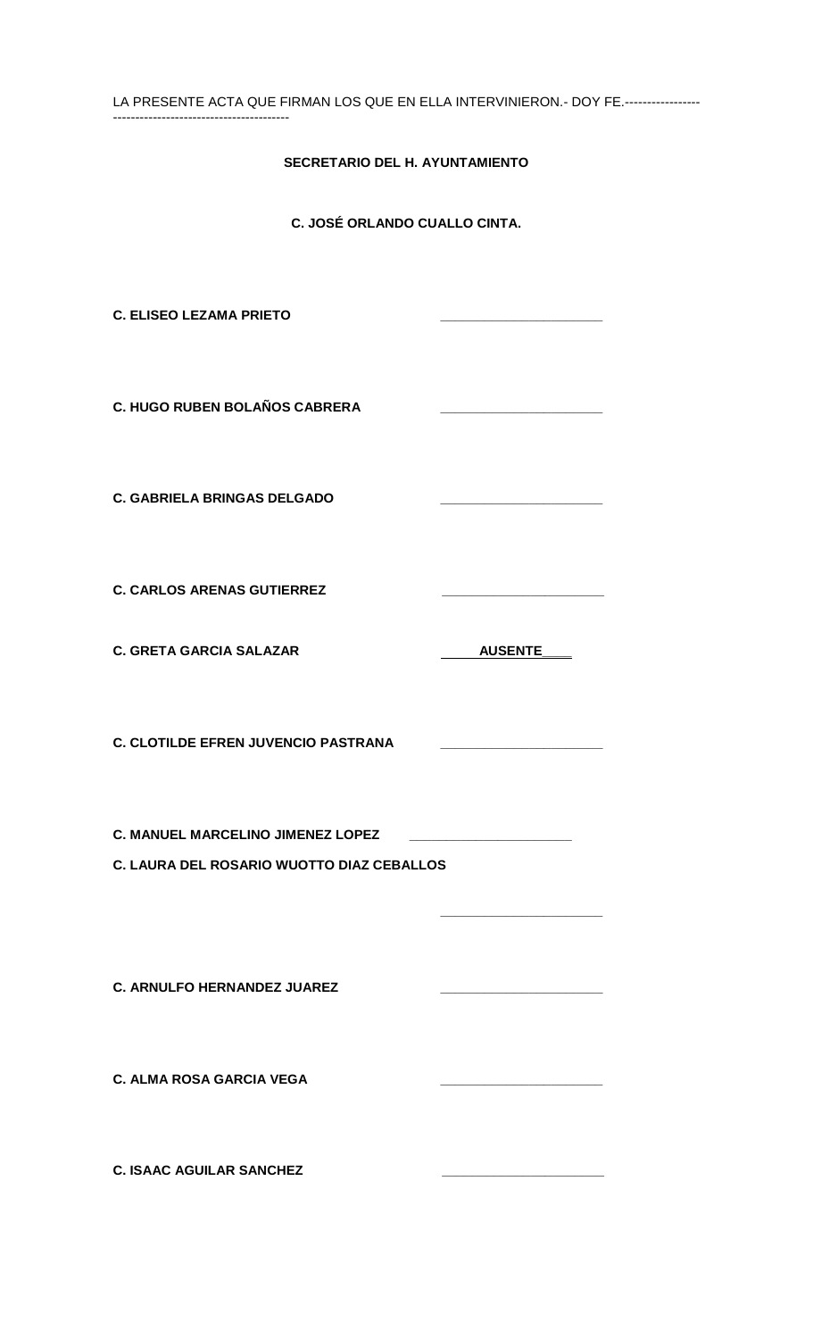LA PRESENTE ACTA QUE FIRMAN LOS QUE EN ELLA INTERVINIERON.- DOY FE.-----------------
----------------------------------------

**SECRETARIO DEL H. AYUNTAMIENTO**

**C. JOSÉ ORLANDO CUALLO CINTA.**

**C. ELISEO LEZAMA PRIETO** \_\_\_\_\_\_\_\_\_\_\_\_\_\_\_\_\_\_\_\_\_\_

**C. HUGO RUBEN BOLAÑOS CABRERA** \_\_\_\_\_\_\_\_\_\_\_\_\_\_\_\_\_\_\_\_\_\_

**C. GABRIELA BRINGAS DELGADO** \_\_\_\_\_\_\_\_\_\_\_\_\_\_\_\_\_\_\_\_\_\_

**C. CARLOS ARENAS GUTIERREZ** \_\_\_\_\_\_\_\_\_\_\_\_\_\_\_\_\_\_\_\_\_\_

**C. GRETA GARCIA SALAZAR** **AUSENTE**

**C. CLOTILDE EFREN JUVENCIO PASTRANA** \_\_\_\_\_\_\_\_\_\_\_\_\_\_\_\_\_\_\_\_\_\_

**C. MANUEL MARCELINO JIMENEZ LOPEZ** \_\_\_\_\_\_\_\_\_\_\_\_\_\_\_\_\_\_\_\_\_\_

**C. LAURA DEL ROSARIO WUOTTO DIAZ CEBALLOS**

\_\_\_\_\_\_\_\_\_\_\_\_\_\_\_\_\_\_\_\_\_\_

**C. ARNULFO HERNANDEZ JUAREZ** \_\_\_\_\_\_\_\_\_\_\_\_\_\_\_\_\_\_\_\_\_\_

**C. ALMA ROSA GARCIA VEGA** \_\_\_\_\_\_\_\_\_\_\_\_\_\_\_\_\_\_\_\_\_\_

**C. ISAAC AGUILAR SANCHEZ** \_\_\_\_\_\_\_\_\_\_\_\_\_\_\_\_\_\_\_\_\_\_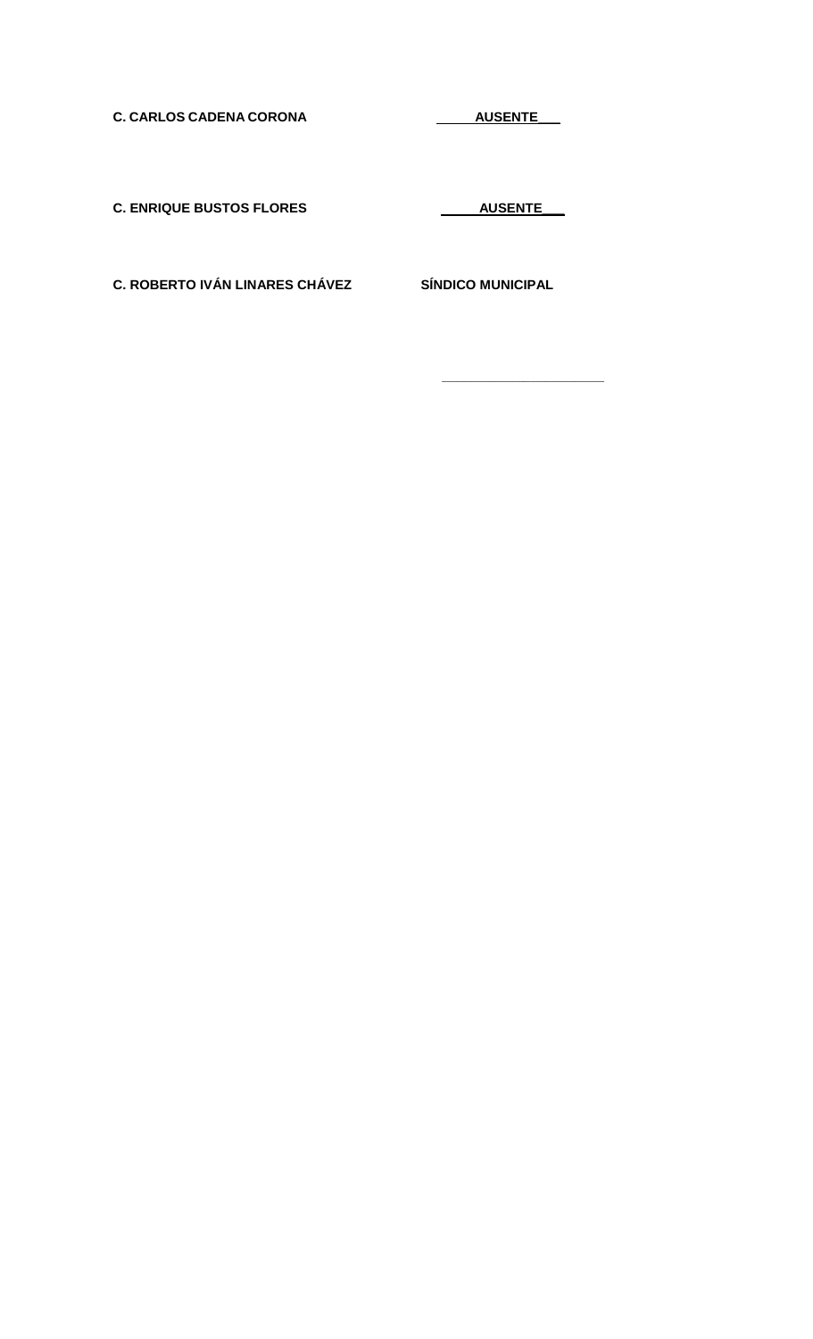**C. CARLOS CADENA CORONA** **AUSENTE**

**C. ENRIQUE BUSTOS FLORES** **AUSENTE**

**C. ROBERTO IVÁN LINARES CHÁVEZ** **SÍNDICO MUNICIPAL**

______________________